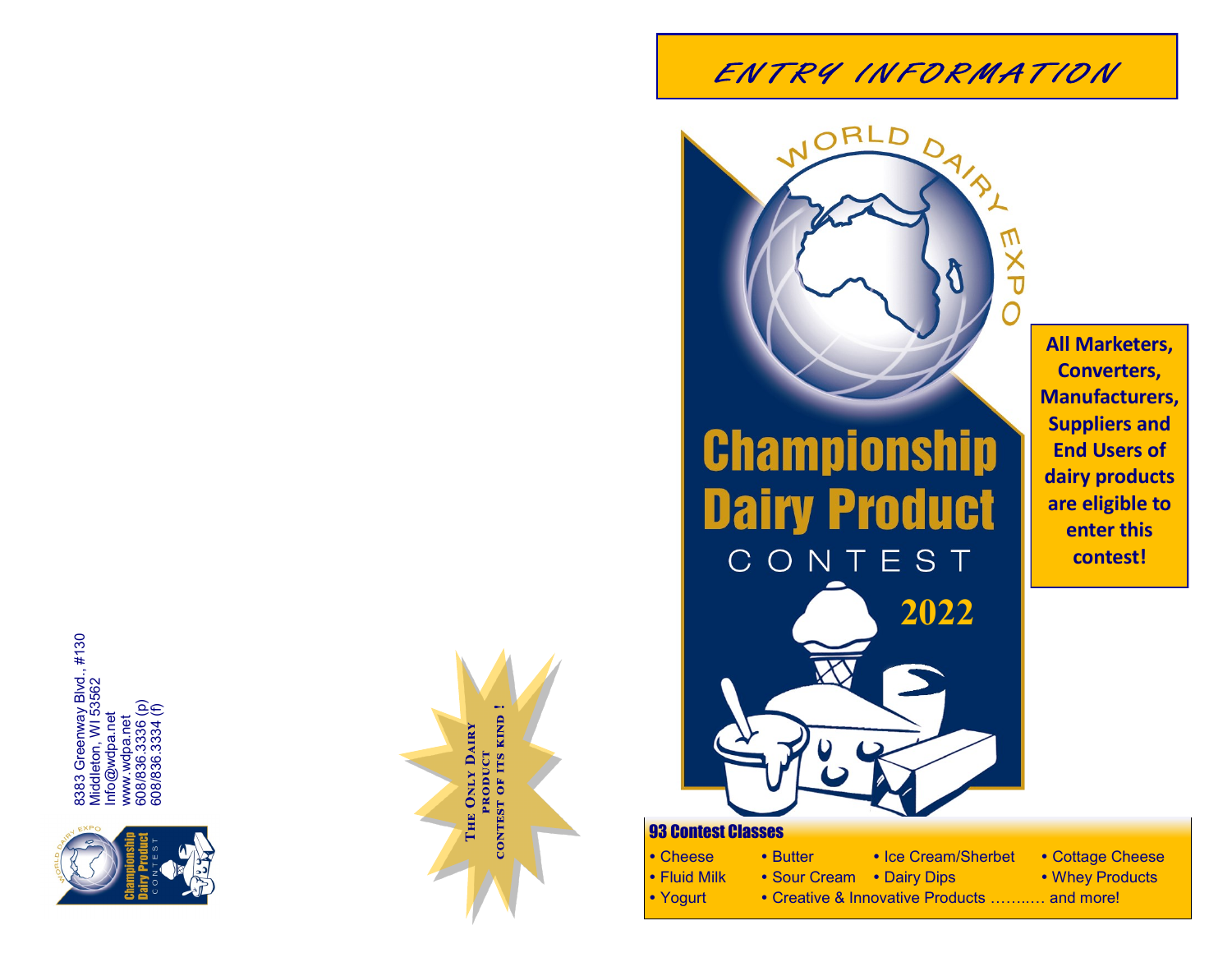8383 Greenway Blvd., #130
Middleton, WI 53562
Info@wdpa.net
www.wdpa.net
608/836.3336 (p)
608/836.3334 (f)

**THE ONLY DAIRY PRODUCT CONTEST OF ITS KIND !**

# ENTRY INFORMATION

WORLD DAIRY EXPO

# Championship Dairy Product CONTEST

**2022**

**All Marketers, Converters, Manufacturers, Suppliers and End Users of dairy products are eligible to enter this contest!**

## 93 Contest Classes

- Cheese
- Fluid Milk
- Yogurt
- Butter
- Sour Cream
- Creative & Innovative Products ……..… and more!
- Ice Cream/Sherbet
- Dairy Dips
- Cottage Cheese
- Whey Products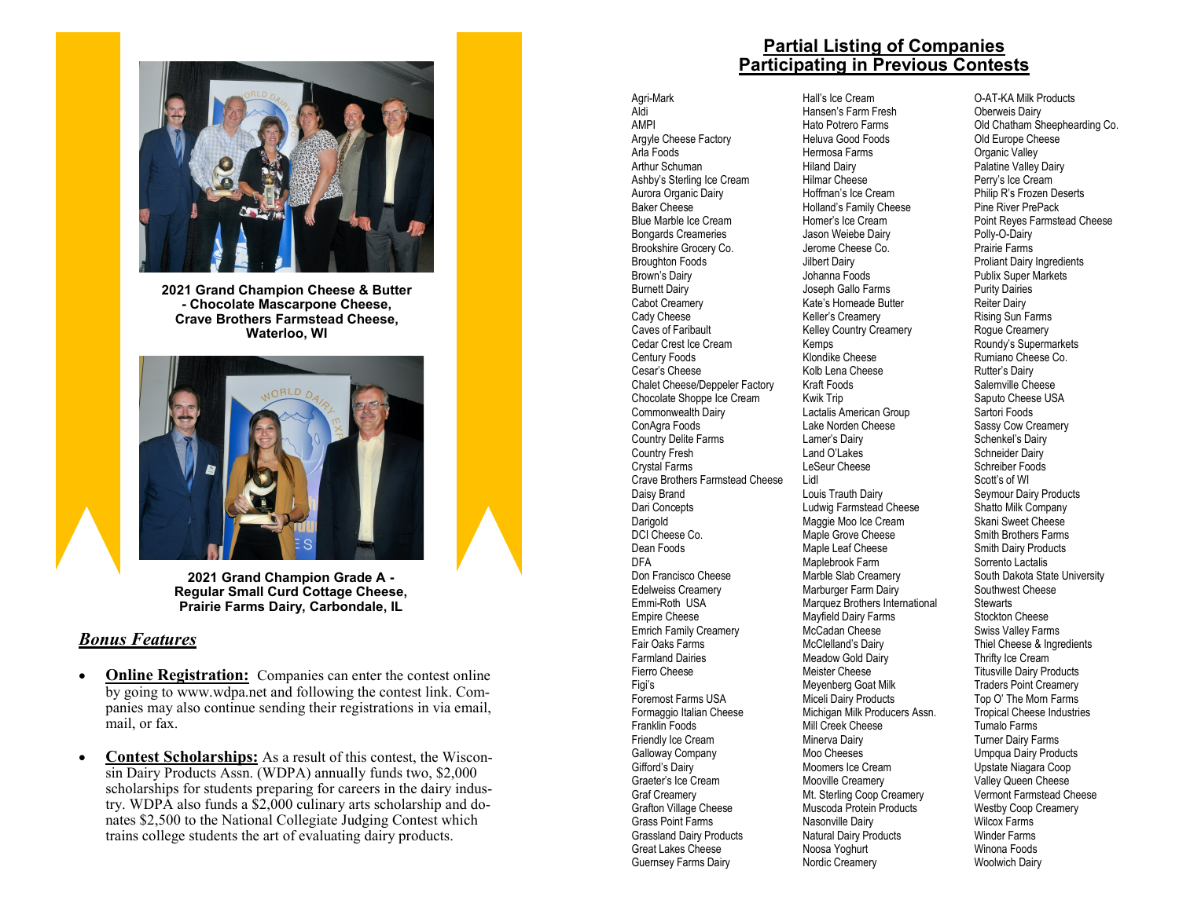2021 Grand Champion Cheese & Butter - Chocolate Mascarpone Cheese, Crave Brothers Farmstead Cheese, Waterloo, WI

2021 Grand Champion Grade A - Regular Small Curd Cottage Cheese, Prairie Farms Dairy, Carbondale, IL

## *Bonus Features*

- **Online Registration:** Companies can enter the contest online by going to www.wdpa.net and following the contest link. Companies may also continue sending their registrations in via email, mail, or fax.
- **Contest Scholarships:** As a result of this contest, the Wisconsin Dairy Products Assn. (WDPA) annually funds two, $2,000 scholarships for students preparing for careers in the dairy industry. WDPA also funds a $2,000 culinary arts scholarship and donates $2,500 to the National Collegiate Judging Contest which trains college students the art of evaluating dairy products.

## Partial Listing of Companies Participating in Previous Contests

Agri-Mark
Aldi
AMPI
Argyle Cheese Factory
Arla Foods
Arthur Schuman
Ashby's Sterling Ice Cream
Aurora Organic Dairy
Baker Cheese
Blue Marble Ice Cream
Bongards Creameries
Brookshire Grocery Co.
Broughton Foods
Brown's Dairy
Burnett Dairy
Cabot Creamery
Cady Cheese
Caves of Faribault
Cedar Crest Ice Cream
Century Foods
Cesar's Cheese
Chalet Cheese/Deppeler Factory
Chocolate Shoppe Ice Cream
Commonwealth Dairy
ConAgra Foods
Country Delite Farms
Country Fresh
Crystal Farms
Crave Brothers Farmstead Cheese
Daisy Brand
Dari Concepts
Darigold
DCI Cheese Co.
Dean Foods
DFA
Don Francisco Cheese
Edelweiss Creamery
Emmi-Roth USA
Empire Cheese
Emrich Family Creamery
Fair Oaks Farms
Farmland Dairies
Fierro Cheese
Figi's
Foremost Farms USA
Formaggio Italian Cheese
Franklin Foods
Friendly Ice Cream
Galloway Company
Gifford's Dairy
Graeter's Ice Cream
Graf Creamery
Grafton Village Cheese
Grass Point Farms
Grassland Dairy Products
Great Lakes Cheese
Guernsey Farms Dairy
Hall's Ice Cream
Hansen's Farm Fresh
Hato Potrero Farms
Heluva Good Foods
Hermosa Farms
Hiland Dairy
Hilmar Cheese
Hoffman's Ice Cream
Holland's Family Cheese
Homer's Ice Cream
Jason Weiebe Dairy
Jerome Cheese Co.
Jilbert Dairy
Johanna Foods
Joseph Gallo Farms
Kate's Homeade Butter
Keller's Creamery
Kelley Country Creamery
Kemps
Klondike Cheese
Kolb Lena Cheese
Kraft Foods
Kwik Trip
Lactalis American Group
Lake Norden Cheese
Lamer's Dairy
Land O'Lakes
LeSeur Cheese
Lidl
Louis Trauth Dairy
Ludwig Farmstead Cheese
Maggie Moo Ice Cream
Maple Grove Cheese
Maple Leaf Cheese
Maplebrook Farm
Marble Slab Creamery
Marburger Farm Dairy
Marquez Brothers International
Mayfield Dairy Farms
McCadan Cheese
McClelland's Dairy
Meadow Gold Dairy
Meister Cheese
Meyenberg Goat Milk
Miceli Dairy Products
Michigan Milk Producers Assn.
Mill Creek Cheese
Minerva Dairy
Moo Cheeses
Moomers Ice Cream
Mooville Creamery
Mt. Sterling Coop Creamery
Muscoda Protein Products
Nasonville Dairy
Natural Dairy Products
Noosa Yoghurt
Nordic Creamery
O-AT-KA Milk Products
Oberweis Dairy
Old Chatham Sheepherding Co.
Old Europe Cheese
Organic Valley
Palatine Valley Dairy
Perry's Ice Cream
Philip R's Frozen Deserts
Pine River PrePack
Point Reyes Farmstead Cheese
Polly-O-Dairy
Prairie Farms
Proliant Dairy Ingredients
Publix Super Markets
Purity Dairies
Reiter Dairy
Rising Sun Farms
Rogue Creamery
Roundy's Supermarkets
Rumiano Cheese Co.
Rutter's Dairy
Salemville Cheese
Saputo Cheese USA
Sartori Foods
Sassy Cow Creamery
Schenkel's Dairy
Schneider Dairy
Schreiber Foods
Scott's of WI
Seymour Dairy Products
Shatto Milk Company
Skani Sweet Cheese
Smith Brothers Farms
Smith Dairy Products
Sorrento Lactalis
South Dakota State University
Southwest Cheese
Stewarts
Stockton Cheese
Swiss Valley Farms
Thiel Cheese & Ingredients
Thrifty Ice Cream
Titusville Dairy Products
Traders Point Creamery
Top O' The Morn Farms
Tropical Cheese Industries
Tumalo Farms
Turner Dairy Farms
Umpqua Dairy Products
Upstate Niagara Coop
Valley Queen Cheese
Vermont Farmstead Cheese
Westby Coop Creamery
Wilcox Farms
Winder Farms
Winona Foods
Woolwich Dairy